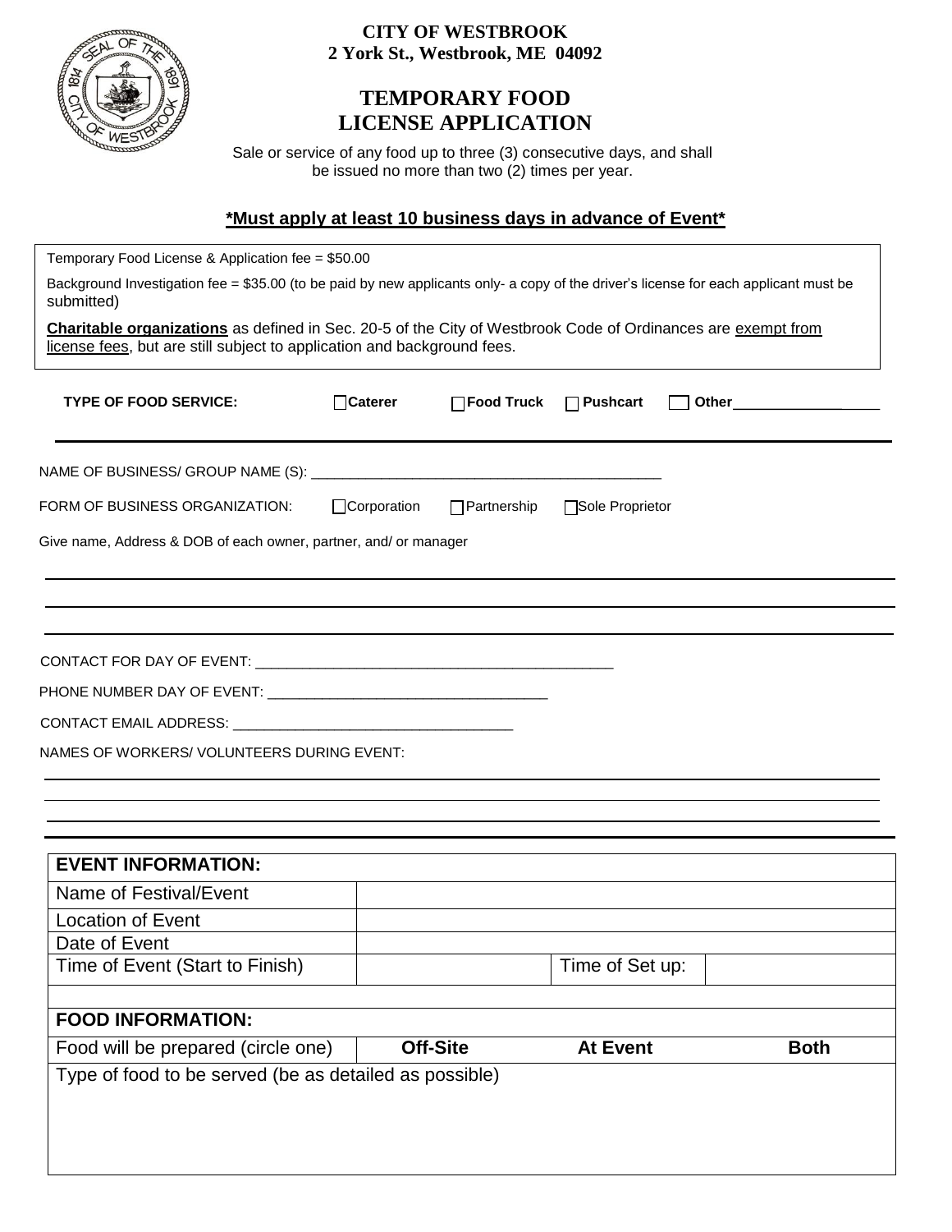**CITY OF WESTBROOK**
**2 York St., Westbrook, ME 04092**

# TEMPORARY FOOD LICENSE APPLICATION

Sale or service of any food up to three (3) consecutive days, and shall be issued no more than two (2) times per year.

***Must apply at least 10 business days in advance of Event***

Temporary Food License & Application fee = $50.00

Background Investigation fee = $35.00 (to be paid by new applicants only- a copy of the driver's license for each applicant must be submitted)

**Charitable organizations** as defined in Sec. 20-5 of the City of Westbrook Code of Ordinances are exempt from license fees, but are still subject to application and background fees.

**TYPE OF FOOD SERVICE:** ☐ **Caterer** ☐ **Food Truck** ☐ **Pushcart** ☐ **Other**___________________

NAME OF BUSINESS/ GROUP NAME (S): _______________________________________________

FORM OF BUSINESS ORGANIZATION: ☐ Corporation ☐ Partnership ☐ Sole Proprietor

Give name, Address & DOB of each owner, partner, and/ or manager

_______________________________________________________________________________

_______________________________________________________________________________

_______________________________________________________________________________

CONTACT FOR DAY OF EVENT: _______________________________________________

PHONE NUMBER DAY OF EVENT: _____________________________________

CONTACT EMAIL ADDRESS: _____________________________________

NAMES OF WORKERS/ VOLUNTEERS DURING EVENT:

_______________________________________________________________________________

_______________________________________________________________________________

_______________________________________________________________________________

| **EVENT INFORMATION:** | | | |
|---|---|---|---|
| Name of Festival/Event | | | |
| Location of Event | | | |
| Date of Event | | | |
| Time of Event (Start to Finish) | | Time of Set up: | |
| | | | |
| **FOOD INFORMATION:** | | | |
| Food will be prepared (circle one) | **Off-Site** | **At Event** | **Both** |
| Type of food to be served (be as detailed as possible) | | | |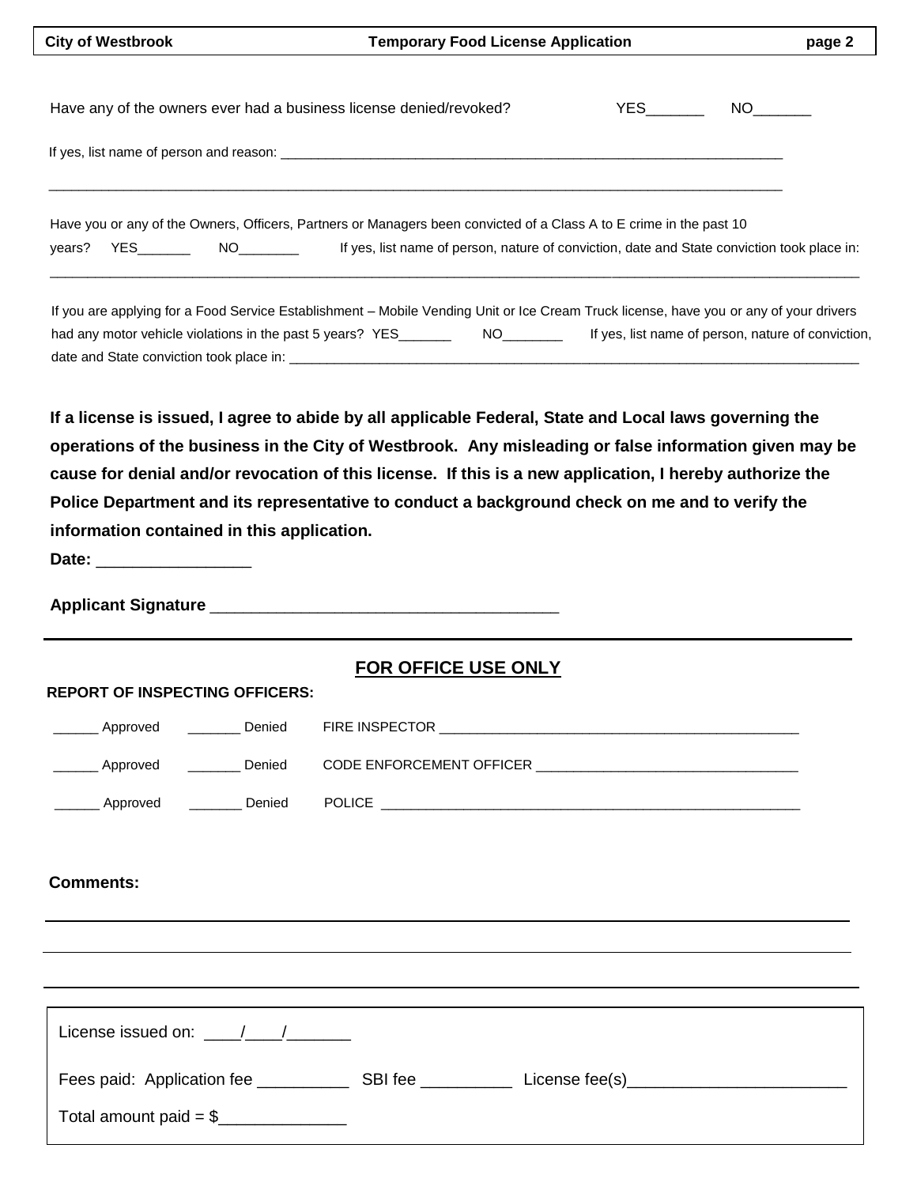Have any of the owners ever had a business license denied/revoked? YES_______ NO_______

If yes, list name of person and reason: ______________________________________________________________________

______________________________________________________________________________________________

Have you or any of the Owners, Officers, Partners or Managers been convicted of a Class A to E crime in the past 10 years? YES_______ NO________ If yes, list name of person, nature of conviction, date and State conviction took place in:

______________________________________________________________________________________________

If you are applying for a Food Service Establishment – Mobile Vending Unit or Ice Cream Truck license, have you or any of your drivers had any motor vehicle violations in the past 5 years? YES_______ NO________ If yes, list name of person, nature of conviction, date and State conviction took place in: ______________________________________________________________________

**If a license is issued, I agree to abide by all applicable Federal, State and Local laws governing the operations of the business in the City of Westbrook. Any misleading or false information given may be cause for denial and/or revocation of this license. If this is a new application, I hereby authorize the Police Department and its representative to conduct a background check on me and to verify the information contained in this application.**

**Date:** _________________

**Applicant Signature** ________________________________________

---

## FOR OFFICE USE ONLY

**REPORT OF INSPECTING OFFICERS:**

______ Approved _______ Denied FIRE INSPECTOR ______________________________________________

______ Approved _______ Denied CODE ENFORCEMENT OFFICER ________________________________

______ Approved _______ Denied POLICE _______________________________________________________

**Comments:**

______________________________________________________________________________________________

______________________________________________________________________________________________

______________________________________________________________________________________________

License issued on: ____/____/_______

Fees paid: Application fee __________ SBI fee __________ License fee(s)________________________

Total amount paid = $______________